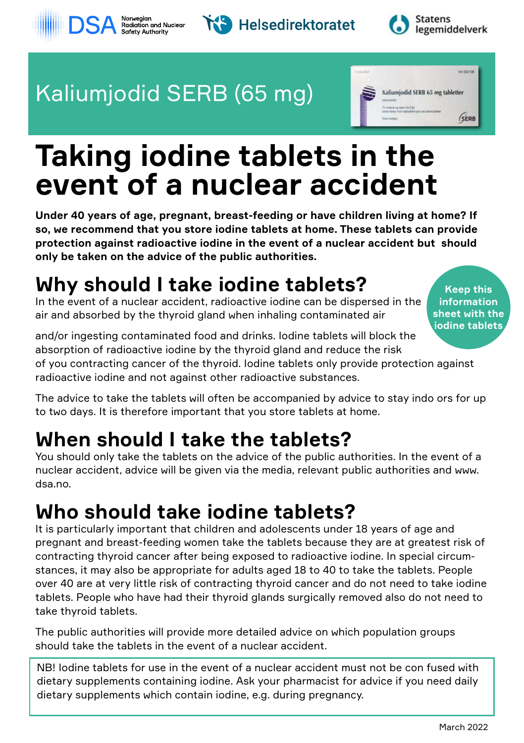Kaliumjodid SERB (65 mg)

# Taking iodine tablets in the event of a nuclear accident

**Under 40 years of age, pregnant, breast-feeding or have children living at home? If so, we recommend that you store iodine tablets at home. These tablets can provide protection against radioactive iodine in the event of a nuclear accident but should only be taken on the advice of the public authorities.**

**Keep this information sheet with the iodine tablets**

## Why should I take iodine tablets?

In the event of a nuclear accident, radioactive iodine can be dispersed in the air and absorbed by the thyroid gland when inhaling contaminated air and/or ingesting contaminated food and drinks. Iodine tablets will block the absorption of radioactive iodine by the thyroid gland and reduce the risk of you contracting cancer of the thyroid. Iodine tablets only provide protection against radioactive iodine and not against other radioactive substances.

The advice to take the tablets will often be accompanied by advice to stay indo ors for up to two days. It is therefore important that you store tablets at home.

## When should I take the tablets?

You should only take the tablets on the advice of the public authorities. In the event of a nuclear accident, advice will be given via the media, relevant public authorities and www.dsa.no.

## Who should take iodine tablets?

It is particularly important that children and adolescents under 18 years of age and pregnant and breast-feeding women take the tablets because they are at greatest risk of contracting thyroid cancer after being exposed to radioactive iodine. In special circumstances, it may also be appropriate for adults aged 18 to 40 to take the tablets. People over 40 are at very little risk of contracting thyroid cancer and do not need to take iodine tablets. People who have had their thyroid glands surgically removed also do not need to take thyroid tablets.

The public authorities will provide more detailed advice on which population groups should take the tablets in the event of a nuclear accident.

NB! Iodine tablets for use in the event of a nuclear accident must not be con fused with dietary supplements containing iodine. Ask your pharmacist for advice if you need daily dietary supplements which contain iodine, e.g. during pregnancy.

March 2022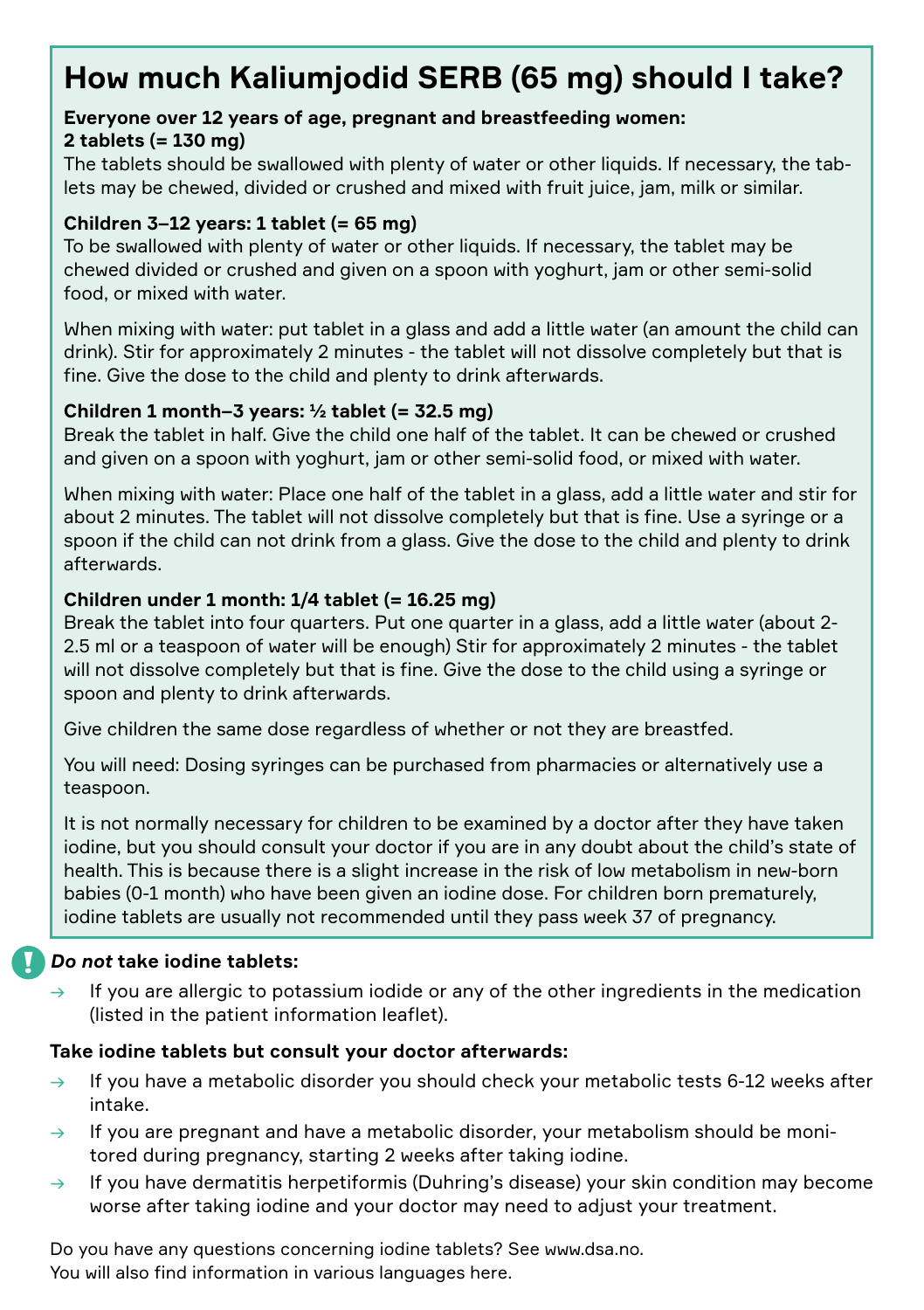# How much Kaliumjodid SERB (65 mg) should I take?

**Everyone over 12 years of age, pregnant and breastfeeding women:**
**2 tablets (= 130 mg)**
The tablets should be swallowed with plenty of water or other liquids. If necessary, the tablets may be chewed, divided or crushed and mixed with fruit juice, jam, milk or similar.

**Children 3–12 years: 1 tablet (= 65 mg)**
To be swallowed with plenty of water or other liquids. If necessary, the tablet may be chewed divided or crushed and given on a spoon with yoghurt, jam or other semi-solid food, or mixed with water.

When mixing with water: put tablet in a glass and add a little water (an amount the child can drink). Stir for approximately 2 minutes - the tablet will not dissolve completely but that is fine. Give the dose to the child and plenty to drink afterwards.

**Children 1 month–3 years: ½ tablet (= 32.5 mg)**
Break the tablet in half. Give the child one half of the tablet. It can be chewed or crushed and given on a spoon with yoghurt, jam or other semi-solid food, or mixed with water.

When mixing with water: Place one half of the tablet in a glass, add a little water and stir for about 2 minutes. The tablet will not dissolve completely but that is fine. Use a syringe or a spoon if the child can not drink from a glass. Give the dose to the child and plenty to drink afterwards.

**Children under 1 month: 1/4 tablet (= 16.25 mg)**
Break the tablet into four quarters. Put one quarter in a glass, add a little water (about 2-2.5 ml or a teaspoon of water will be enough) Stir for approximately 2 minutes - the tablet will not dissolve completely but that is fine. Give the dose to the child using a syringe or spoon and plenty to drink afterwards.

Give children the same dose regardless of whether or not they are breastfed.

You will need: Dosing syringes can be purchased from pharmacies or alternatively use a teaspoon.

It is not normally necessary for children to be examined by a doctor after they have taken iodine, but you should consult your doctor if you are in any doubt about the child's state of health. This is because there is a slight increase in the risk of low metabolism in new-born babies (0-1 month) who have been given an iodine dose. For children born prematurely, iodine tablets are usually not recommended until they pass week 37 of pregnancy.

***Do not*** **take iodine tablets:**

- If you are allergic to potassium iodide or any of the other ingredients in the medication (listed in the patient information leaflet).

**Take iodine tablets but consult your doctor afterwards:**

- If you have a metabolic disorder you should check your metabolic tests 6-12 weeks after intake.
- If you are pregnant and have a metabolic disorder, your metabolism should be monitored during pregnancy, starting 2 weeks after taking iodine.
- If you have dermatitis herpetiformis (Duhring's disease) your skin condition may become worse after taking iodine and your doctor may need to adjust your treatment.

Do you have any questions concerning iodine tablets? See www.dsa.no.
You will also find information in various languages here.